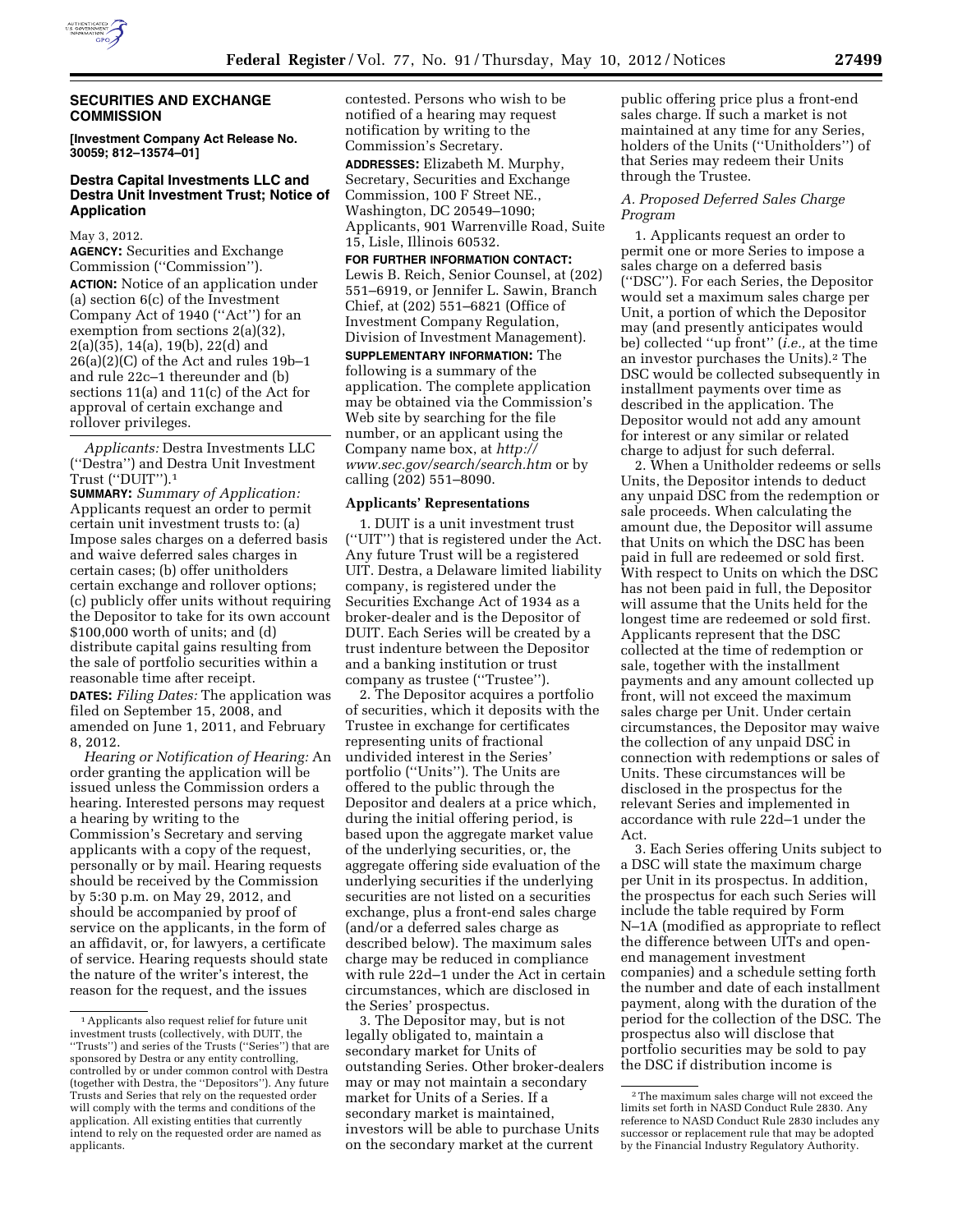## SECURITIES AND EXCHANGE COMMISSION

**[Investment Company Act Release No. 30059; 812–13574–01]**

### Destra Capital Investments LLC and Destra Unit Investment Trust; Notice of Application

May 3, 2012.

**AGENCY:** Securities and Exchange Commission (''Commission'').

**ACTION:** Notice of an application under (a) section 6(c) of the Investment Company Act of 1940 (''Act'') for an exemption from sections 2(a)(32), 2(a)(35), 14(a), 19(b), 22(d) and 26(a)(2)(C) of the Act and rules 19b–1 and rule 22c–1 thereunder and (b) sections 11(a) and 11(c) of the Act for approval of certain exchange and rollover privileges.

*Applicants:* Destra Investments LLC (''Destra'') and Destra Unit Investment Trust (''DUIT'').[1]

**SUMMARY:** *Summary of Application:* Applicants request an order to permit certain unit investment trusts to: (a) Impose sales charges on a deferred basis and waive deferred sales charges in certain cases; (b) offer unitholders certain exchange and rollover options; (c) publicly offer units without requiring the Depositor to take for its own account $100,000 worth of units; and (d) distribute capital gains resulting from the sale of portfolio securities within a reasonable time after receipt.

**DATES:** *Filing Dates:* The application was filed on September 15, 2008, and amended on June 1, 2011, and February 8, 2012.

*Hearing or Notification of Hearing:* An order granting the application will be issued unless the Commission orders a hearing. Interested persons may request a hearing by writing to the Commission's Secretary and serving applicants with a copy of the request, personally or by mail. Hearing requests should be received by the Commission by 5:30 p.m. on May 29, 2012, and should be accompanied by proof of service on the applicants, in the form of an affidavit, or, for lawyers, a certificate of service. Hearing requests should state the nature of the writer's interest, the reason for the request, and the issues contested. Persons who wish to be notified of a hearing may request notification by writing to the Commission's Secretary.

**ADDRESSES:** Elizabeth M. Murphy, Secretary, Securities and Exchange Commission, 100 F Street NE., Washington, DC 20549–1090; Applicants, 901 Warrenville Road, Suite 15, Lisle, Illinois 60532.

**FOR FURTHER INFORMATION CONTACT:** Lewis B. Reich, Senior Counsel, at (202) 551–6919, or Jennifer L. Sawin, Branch Chief, at (202) 551–6821 (Office of Investment Company Regulation, Division of Investment Management).

**SUPPLEMENTARY INFORMATION:** The following is a summary of the application. The complete application may be obtained via the Commission's Web site by searching for the file number, or an applicant using the Company name box, at *http://www.sec.gov/search/search.htm* or by calling (202) 551–8090.

### Applicants' Representations

1. DUIT is a unit investment trust (''UIT'') that is registered under the Act. Any future Trust will be a registered UIT. Destra, a Delaware limited liability company, is registered under the Securities Exchange Act of 1934 as a broker-dealer and is the Depositor of DUIT. Each Series will be created by a trust indenture between the Depositor and a banking institution or trust company as trustee (''Trustee'').

2. The Depositor acquires a portfolio of securities, which it deposits with the Trustee in exchange for certificates representing units of fractional undivided interest in the Series' portfolio (''Units''). The Units are offered to the public through the Depositor and dealers at a price which, during the initial offering period, is based upon the aggregate market value of the underlying securities, or, the aggregate offering side evaluation of the underlying securities if the underlying securities are not listed on a securities exchange, plus a front-end sales charge (and/or a deferred sales charge as described below). The maximum sales charge may be reduced in compliance with rule 22d–1 under the Act in certain circumstances, which are disclosed in the Series' prospectus.

3. The Depositor may, but is not legally obligated to, maintain a secondary market for Units of outstanding Series. Other broker-dealers may or may not maintain a secondary market for Units of a Series. If a secondary market is maintained, investors will be able to purchase Units on the secondary market at the current public offering price plus a front-end sales charge. If such a market is not maintained at any time for any Series, holders of the Units (''Unitholders'') of that Series may redeem their Units through the Trustee.

#### *A. Proposed Deferred Sales Charge Program*

1. Applicants request an order to permit one or more Series to impose a sales charge on a deferred basis (''DSC''). For each Series, the Depositor would set a maximum sales charge per Unit, a portion of which the Depositor may (and presently anticipates would be) collected ''up front'' (*i.e.,* at the time an investor purchases the Units).[2] The DSC would be collected subsequently in installment payments over time as described in the application. The Depositor would not add any amount for interest or any similar or related charge to adjust for such deferral.

2. When a Unitholder redeems or sells Units, the Depositor intends to deduct any unpaid DSC from the redemption or sale proceeds. When calculating the amount due, the Depositor will assume that Units on which the DSC has been paid in full are redeemed or sold first. With respect to Units on which the DSC has not been paid in full, the Depositor will assume that the Units held for the longest time are redeemed or sold first. Applicants represent that the DSC collected at the time of redemption or sale, together with the installment payments and any amount collected up front, will not exceed the maximum sales charge per Unit. Under certain circumstances, the Depositor may waive the collection of any unpaid DSC in connection with redemptions or sales of Units. These circumstances will be disclosed in the prospectus for the relevant Series and implemented in accordance with rule 22d–1 under the Act.

3. Each Series offering Units subject to a DSC will state the maximum charge per Unit in its prospectus. In addition, the prospectus for each such Series will include the table required by Form N–1A (modified as appropriate to reflect the difference between UITs and open-end management investment companies) and a schedule setting forth the number and date of each installment payment, along with the duration of the period for the collection of the DSC. The prospectus also will disclose that portfolio securities may be sold to pay the DSC if distribution income is

---

[1] Applicants also request relief for future unit investment trusts (collectively, with DUIT, the ''Trusts'') and series of the Trusts (''Series'') that are sponsored by Destra or any entity controlling, controlled by or under common control with Destra (together with Destra, the ''Depositors''). Any future Trusts and Series that rely on the requested order will comply with the terms and conditions of the application. All existing entities that currently intend to rely on the requested order are named as applicants.

[2] The maximum sales charge will not exceed the limits set forth in NASD Conduct Rule 2830. Any reference to NASD Conduct Rule 2830 includes any successor or replacement rule that may be adopted by the Financial Industry Regulatory Authority.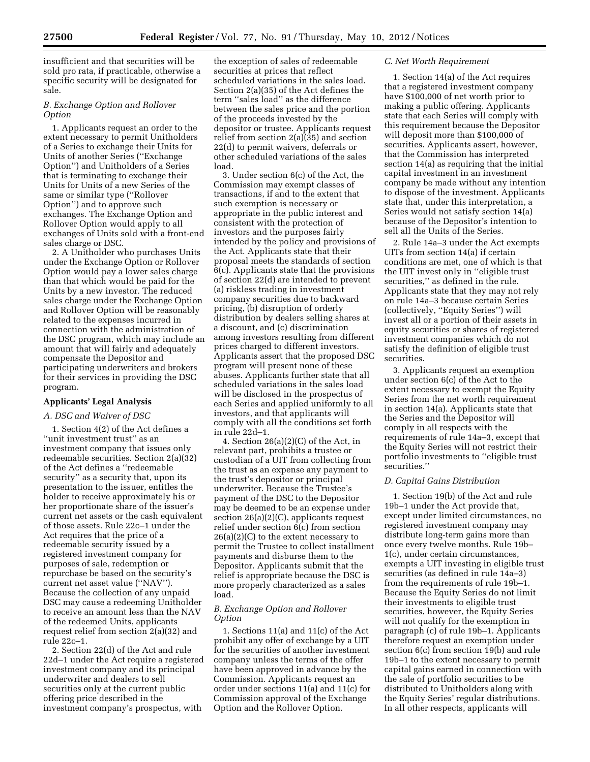insufficient and that securities will be sold pro rata, if practicable, otherwise a specific security will be designated for sale.

### *B. Exchange Option and Rollover Option*

1. Applicants request an order to the extent necessary to permit Unitholders of a Series to exchange their Units for Units of another Series (''Exchange Option'') and Unitholders of a Series that is terminating to exchange their Units for Units of a new Series of the same or similar type (''Rollover Option'') and to approve such exchanges. The Exchange Option and Rollover Option would apply to all exchanges of Units sold with a front-end sales charge or DSC.

2. A Unitholder who purchases Units under the Exchange Option or Rollover Option would pay a lower sales charge than that which would be paid for the Units by a new investor. The reduced sales charge under the Exchange Option and Rollover Option will be reasonably related to the expenses incurred in connection with the administration of the DSC program, which may include an amount that will fairly and adequately compensate the Depositor and participating underwriters and brokers for their services in providing the DSC program.

## Applicants' Legal Analysis

### *A. DSC and Waiver of DSC*

1. Section 4(2) of the Act defines a ''unit investment trust'' as an investment company that issues only redeemable securities. Section 2(a)(32) of the Act defines a ''redeemable security'' as a security that, upon its presentation to the issuer, entitles the holder to receive approximately his or her proportionate share of the issuer's current net assets or the cash equivalent of those assets. Rule 22c–1 under the Act requires that the price of a redeemable security issued by a registered investment company for purposes of sale, redemption or repurchase be based on the security's current net asset value (''NAV''). Because the collection of any unpaid DSC may cause a redeeming Unitholder to receive an amount less than the NAV of the redeemed Units, applicants request relief from section 2(a)(32) and rule 22c–1.

2. Section 22(d) of the Act and rule 22d–1 under the Act require a registered investment company and its principal underwriter and dealers to sell securities only at the current public offering price described in the investment company's prospectus, with the exception of sales of redeemable securities at prices that reflect scheduled variations in the sales load. Section 2(a)(35) of the Act defines the term ''sales load'' as the difference between the sales price and the portion of the proceeds invested by the depositor or trustee. Applicants request relief from section 2(a)(35) and section 22(d) to permit waivers, deferrals or other scheduled variations of the sales load.

3. Under section 6(c) of the Act, the Commission may exempt classes of transactions, if and to the extent that such exemption is necessary or appropriate in the public interest and consistent with the protection of investors and the purposes fairly intended by the policy and provisions of the Act. Applicants state that their proposal meets the standards of section 6(c). Applicants state that the provisions of section 22(d) are intended to prevent (a) riskless trading in investment company securities due to backward pricing, (b) disruption of orderly distribution by dealers selling shares at a discount, and (c) discrimination among investors resulting from different prices charged to different investors. Applicants assert that the proposed DSC program will present none of these abuses. Applicants further state that all scheduled variations in the sales load will be disclosed in the prospectus of each Series and applied uniformly to all investors, and that applicants will comply with all the conditions set forth in rule 22d–1.

4. Section 26(a)(2)(C) of the Act, in relevant part, prohibits a trustee or custodian of a UIT from collecting from the trust as an expense any payment to the trust's depositor or principal underwriter. Because the Trustee's payment of the DSC to the Depositor may be deemed to be an expense under section 26(a)(2)(C), applicants request relief under section 6(c) from section 26(a)(2)(C) to the extent necessary to permit the Trustee to collect installment payments and disburse them to the Depositor. Applicants submit that the relief is appropriate because the DSC is more properly characterized as a sales load.

### *B. Exchange Option and Rollover Option*

1. Sections 11(a) and 11(c) of the Act prohibit any offer of exchange by a UIT for the securities of another investment company unless the terms of the offer have been approved in advance by the Commission. Applicants request an order under sections 11(a) and 11(c) for Commission approval of the Exchange Option and the Rollover Option.

### *C. Net Worth Requirement*

1. Section 14(a) of the Act requires that a registered investment company have $100,000 of net worth prior to making a public offering. Applicants state that each Series will comply with this requirement because the Depositor will deposit more than $100,000 of securities. Applicants assert, however, that the Commission has interpreted section 14(a) as requiring that the initial capital investment in an investment company be made without any intention to dispose of the investment. Applicants state that, under this interpretation, a Series would not satisfy section 14(a) because of the Depositor's intention to sell all the Units of the Series.

2. Rule 14a–3 under the Act exempts UITs from section 14(a) if certain conditions are met, one of which is that the UIT invest only in ''eligible trust securities,'' as defined in the rule. Applicants state that they may not rely on rule 14a–3 because certain Series (collectively, ''Equity Series'') will invest all or a portion of their assets in equity securities or shares of registered investment companies which do not satisfy the definition of eligible trust securities.

3. Applicants request an exemption under section 6(c) of the Act to the extent necessary to exempt the Equity Series from the net worth requirement in section 14(a). Applicants state that the Series and the Depositor will comply in all respects with the requirements of rule 14a–3, except that the Equity Series will not restrict their portfolio investments to ''eligible trust securities.''

### *D. Capital Gains Distribution*

1. Section 19(b) of the Act and rule 19b–1 under the Act provide that, except under limited circumstances, no registered investment company may distribute long-term gains more than once every twelve months. Rule 19b–1(c), under certain circumstances, exempts a UIT investing in eligible trust securities (as defined in rule 14a–3) from the requirements of rule 19b–1. Because the Equity Series do not limit their investments to eligible trust securities, however, the Equity Series will not qualify for the exemption in paragraph (c) of rule 19b–1. Applicants therefore request an exemption under section 6(c) from section 19(b) and rule 19b–1 to the extent necessary to permit capital gains earned in connection with the sale of portfolio securities to be distributed to Unitholders along with the Equity Series' regular distributions. In all other respects, applicants will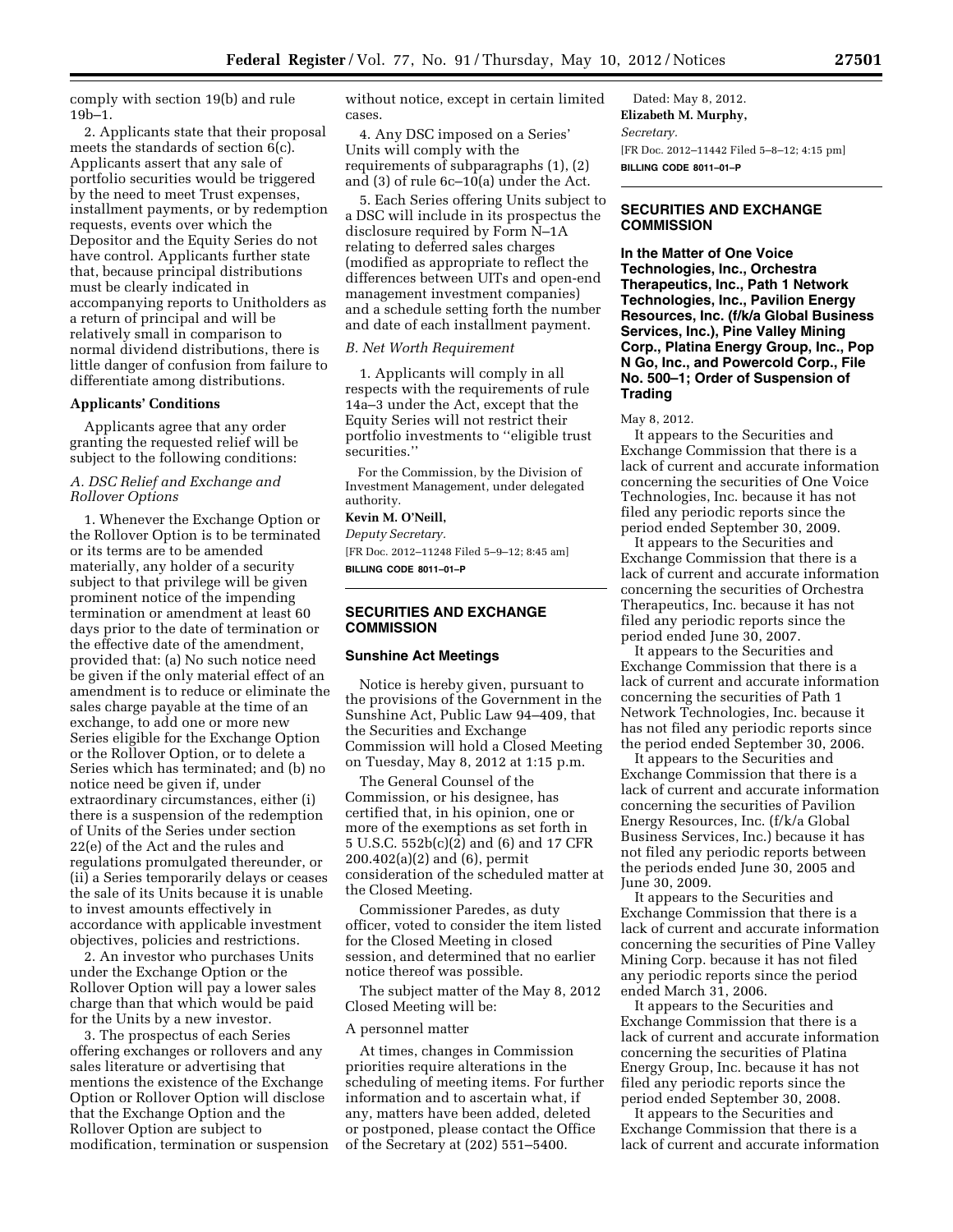comply with section 19(b) and rule 19b–1.

2. Applicants state that their proposal meets the standards of section 6(c). Applicants assert that any sale of portfolio securities would be triggered by the need to meet Trust expenses, installment payments, or by redemption requests, events over which the Depositor and the Equity Series do not have control. Applicants further state that, because principal distributions must be clearly indicated in accompanying reports to Unitholders as a return of principal and will be relatively small in comparison to normal dividend distributions, there is little danger of confusion from failure to differentiate among distributions.

**Applicants' Conditions**

Applicants agree that any order granting the requested relief will be subject to the following conditions:

*A. DSC Relief and Exchange and Rollover Options*

1. Whenever the Exchange Option or the Rollover Option is to be terminated or its terms are to be amended materially, any holder of a security subject to that privilege will be given prominent notice of the impending termination or amendment at least 60 days prior to the date of termination or the effective date of the amendment, provided that: (a) No such notice need be given if the only material effect of an amendment is to reduce or eliminate the sales charge payable at the time of an exchange, to add one or more new Series eligible for the Exchange Option or the Rollover Option, or to delete a Series which has terminated; and (b) no notice need be given if, under extraordinary circumstances, either (i) there is a suspension of the redemption of Units of the Series under section 22(e) of the Act and the rules and regulations promulgated thereunder, or (ii) a Series temporarily delays or ceases the sale of its Units because it is unable to invest amounts effectively in accordance with applicable investment objectives, policies and restrictions.

2. An investor who purchases Units under the Exchange Option or the Rollover Option will pay a lower sales charge than that which would be paid for the Units by a new investor.

3. The prospectus of each Series offering exchanges or rollovers and any sales literature or advertising that mentions the existence of the Exchange Option or Rollover Option will disclose that the Exchange Option and the Rollover Option are subject to modification, termination or suspension without notice, except in certain limited cases.

4. Any DSC imposed on a Series' Units will comply with the requirements of subparagraphs (1), (2) and (3) of rule 6c–10(a) under the Act.

5. Each Series offering Units subject to a DSC will include in its prospectus the disclosure required by Form N–1A relating to deferred sales charges (modified as appropriate to reflect the differences between UITs and open-end management investment companies) and a schedule setting forth the number and date of each installment payment.

*B. Net Worth Requirement*

1. Applicants will comply in all respects with the requirements of rule 14a–3 under the Act, except that the Equity Series will not restrict their portfolio investments to ''eligible trust securities.''

For the Commission, by the Division of Investment Management, under delegated authority.

**Kevin M. O'Neill,**

*Deputy Secretary.*

[FR Doc. 2012–11248 Filed 5–9–12; 8:45 am]

**BILLING CODE 8011–01–P**

---

## SECURITIES AND EXCHANGE COMMISSION

### Sunshine Act Meetings

Notice is hereby given, pursuant to the provisions of the Government in the Sunshine Act, Public Law 94–409, that the Securities and Exchange Commission will hold a Closed Meeting on Tuesday, May 8, 2012 at 1:15 p.m.

The General Counsel of the Commission, or his designee, has certified that, in his opinion, one or more of the exemptions as set forth in 5 U.S.C. 552b(c)(2) and (6) and 17 CFR 200.402(a)(2) and (6), permit consideration of the scheduled matter at the Closed Meeting.

Commissioner Paredes, as duty officer, voted to consider the item listed for the Closed Meeting in closed session, and determined that no earlier notice thereof was possible.

The subject matter of the May 8, 2012 Closed Meeting will be:

A personnel matter

At times, changes in Commission priorities require alterations in the scheduling of meeting items. For further information and to ascertain what, if any, matters have been added, deleted or postponed, please contact the Office of the Secretary at (202) 551–5400.

Dated: May 8, 2012.

**Elizabeth M. Murphy,**

*Secretary.*

[FR Doc. 2012–11442 Filed 5–8–12; 4:15 pm]

**BILLING CODE 8011–01–P**

---

## SECURITIES AND EXCHANGE COMMISSION

### In the Matter of One Voice Technologies, Inc., Orchestra Therapeutics, Inc., Path 1 Network Technologies, Inc., Pavilion Energy Resources, Inc. (f/k/a Global Business Services, Inc.), Pine Valley Mining Corp., Platina Energy Group, Inc., Pop N Go, Inc., and Powercold Corp., File No. 500–1; Order of Suspension of Trading

May 8, 2012.

It appears to the Securities and Exchange Commission that there is a lack of current and accurate information concerning the securities of One Voice Technologies, Inc. because it has not filed any periodic reports since the period ended September 30, 2009.

It appears to the Securities and Exchange Commission that there is a lack of current and accurate information concerning the securities of Orchestra Therapeutics, Inc. because it has not filed any periodic reports since the period ended June 30, 2007.

It appears to the Securities and Exchange Commission that there is a lack of current and accurate information concerning the securities of Path 1 Network Technologies, Inc. because it has not filed any periodic reports since the period ended September 30, 2006.

It appears to the Securities and Exchange Commission that there is a lack of current and accurate information concerning the securities of Pavilion Energy Resources, Inc. (f/k/a Global Business Services, Inc.) because it has not filed any periodic reports between the periods ended June 30, 2005 and June 30, 2009.

It appears to the Securities and Exchange Commission that there is a lack of current and accurate information concerning the securities of Pine Valley Mining Corp. because it has not filed any periodic reports since the period ended March 31, 2006.

It appears to the Securities and Exchange Commission that there is a lack of current and accurate information concerning the securities of Platina Energy Group, Inc. because it has not filed any periodic reports since the period ended September 30, 2008.

It appears to the Securities and Exchange Commission that there is a lack of current and accurate information